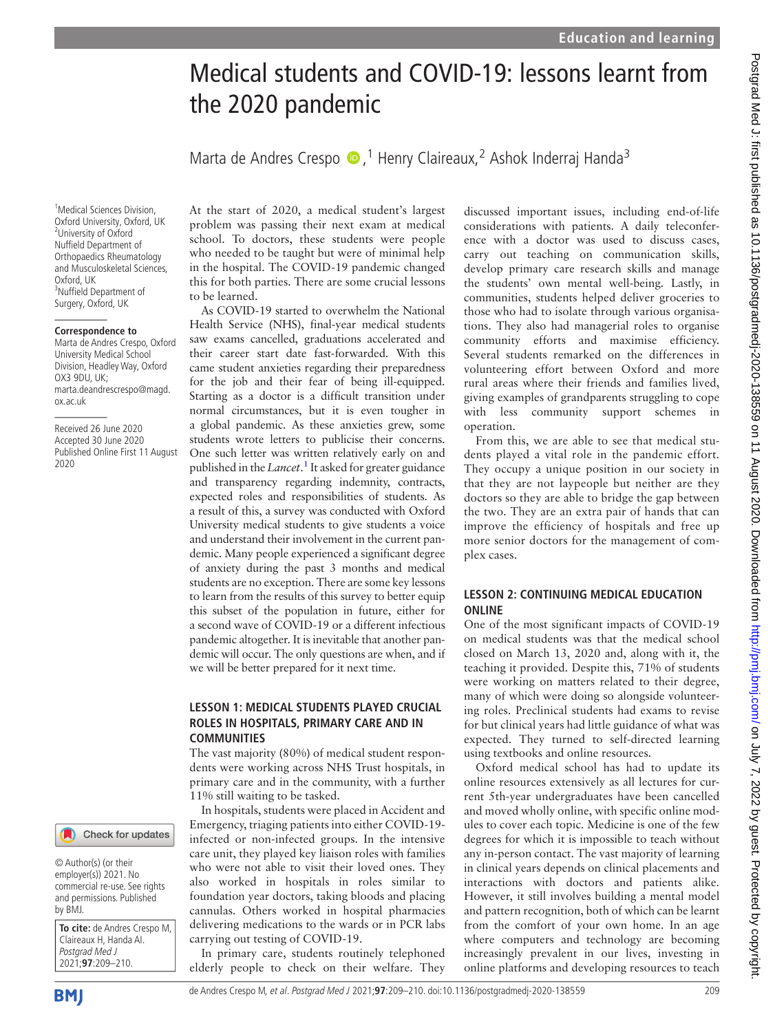# Medical students and COVID-19: lessons learnt from the 2020 pandemic

Marta de Andres Crespo,[1] Henry Claireaux,[2] Ashok Inderraj Handa[3]

[1]Medical Sciences Division, Oxford University, Oxford, UK
[2]University of Oxford Nuffield Department of Orthopaedics Rheumatology and Musculoskeletal Sciences, Oxford, UK
[3]Nuffield Department of Surgery, Oxford, UK

**Correspondence to**
Marta de Andres Crespo, Oxford University Medical School Division, Headley Way, Oxford OX3 9DU, UK; marta.deandrescrespo@magd.ox.ac.uk

Received 26 June 2020
Accepted 30 June 2020
Published Online First 11 August 2020

© Author(s) (or their employer(s)) 2021. No commercial re-use. See rights and permissions. Published by BMJ.

**To cite:** de Andres Crespo M, Claireaux H, Handa AI. *Postgrad Med J* 2021;**97**:209–210.

At the start of 2020, a medical student's largest problem was passing their next exam at medical school. To doctors, these students were people who needed to be taught but were of minimal help in the hospital. The COVID-19 pandemic changed this for both parties. There are some crucial lessons to be learned.

As COVID-19 started to overwhelm the National Health Service (NHS), final-year medical students saw exams cancelled, graduations accelerated and their career start date fast-forwarded. With this came student anxieties regarding their preparedness for the job and their fear of being ill-equipped. Starting as a doctor is a difficult transition under normal circumstances, but it is even tougher in a global pandemic. As these anxieties grew, some students wrote letters to publicise their concerns. One such letter was written relatively early on and published in the *Lancet*.[1] It asked for greater guidance and transparency regarding indemnity, contracts, expected roles and responsibilities of students. As a result of this, a survey was conducted with Oxford University medical students to give students a voice and understand their involvement in the current pandemic. Many people experienced a significant degree of anxiety during the past 3 months and medical students are no exception. There are some key lessons to learn from the results of this survey to better equip this subset of the population in future, either for a second wave of COVID-19 or a different infectious pandemic altogether. It is inevitable that another pandemic will occur. The only questions are when, and if we will be better prepared for it next time.

## LESSON 1: MEDICAL STUDENTS PLAYED CRUCIAL ROLES IN HOSPITALS, PRIMARY CARE AND IN COMMUNITIES

The vast majority (80%) of medical student respondents were working across NHS Trust hospitals, in primary care and in the community, with a further 11% still waiting to be tasked.

In hospitals, students were placed in Accident and Emergency, triaging patients into either COVID-19-infected or non-infected groups. In the intensive care unit, they played key liaison roles with families who were not able to visit their loved ones. They also worked in hospitals in roles similar to foundation year doctors, taking bloods and placing cannulas. Others worked in hospital pharmacies delivering medications to the wards or in PCR labs carrying out testing of COVID-19.

In primary care, students routinely telephoned elderly people to check on their welfare. They discussed important issues, including end-of-life considerations with patients. A daily teleconference with a doctor was used to discuss cases, carry out teaching on communication skills, develop primary care research skills and manage the students' own mental well-being. Lastly, in communities, students helped deliver groceries to those who had to isolate through various organisations. They also had managerial roles to organise community efforts and maximise efficiency. Several students remarked on the differences in volunteering effort between Oxford and more rural areas where their friends and families lived, giving examples of grandparents struggling to cope with less community support schemes in operation.

From this, we are able to see that medical students played a vital role in the pandemic effort. They occupy a unique position in our society in that they are not laypeople but neither are they doctors so they are able to bridge the gap between the two. They are an extra pair of hands that can improve the efficiency of hospitals and free up more senior doctors for the management of complex cases.

## LESSON 2: CONTINUING MEDICAL EDUCATION ONLINE

One of the most significant impacts of COVID-19 on medical students was that the medical school closed on March 13, 2020 and, along with it, the teaching it provided. Despite this, 71% of students were working on matters related to their degree, many of which were doing so alongside volunteering roles. Preclinical students had exams to revise for but clinical years had little guidance of what was expected. They turned to self-directed learning using textbooks and online resources.

Oxford medical school has had to update its online resources extensively as all lectures for current 5th-year undergraduates have been cancelled and moved wholly online, with specific online modules to cover each topic. Medicine is one of the few degrees for which it is impossible to teach without any in-person contact. The vast majority of learning in clinical years depends on clinical placements and interactions with doctors and patients alike. However, it still involves building a mental model and pattern recognition, both of which can be learnt from the comfort of your own home. In an age where computers and technology are becoming increasingly prevalent in our lives, investing in online platforms and developing resources to teach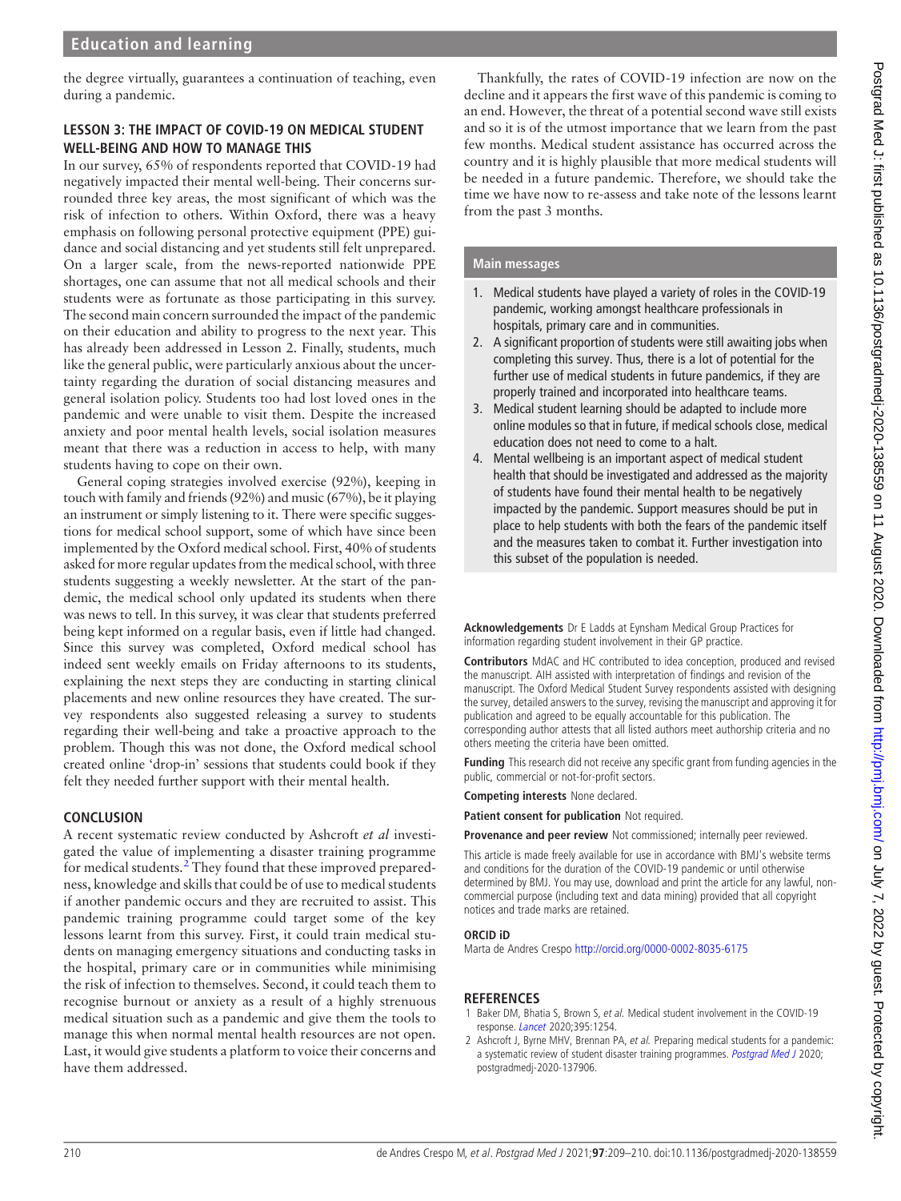the degree virtually, guarantees a continuation of teaching, even during a pandemic.

### LESSON 3: THE IMPACT OF COVID-19 ON MEDICAL STUDENT WELL-BEING AND HOW TO MANAGE THIS

In our survey, 65% of respondents reported that COVID-19 had negatively impacted their mental well-being. Their concerns surrounded three key areas, the most significant of which was the risk of infection to others. Within Oxford, there was a heavy emphasis on following personal protective equipment (PPE) guidance and social distancing and yet students still felt unprepared. On a larger scale, from the news-reported nationwide PPE shortages, one can assume that not all medical schools and their students were as fortunate as those participating in this survey. The second main concern surrounded the impact of the pandemic on their education and ability to progress to the next year. This has already been addressed in Lesson 2. Finally, students, much like the general public, were particularly anxious about the uncertainty regarding the duration of social distancing measures and general isolation policy. Students too had lost loved ones in the pandemic and were unable to visit them. Despite the increased anxiety and poor mental health levels, social isolation measures meant that there was a reduction in access to help, with many students having to cope on their own.

General coping strategies involved exercise (92%), keeping in touch with family and friends (92%) and music (67%), be it playing an instrument or simply listening to it. There were specific suggestions for medical school support, some of which have since been implemented by the Oxford medical school. First, 40% of students asked for more regular updates from the medical school, with three students suggesting a weekly newsletter. At the start of the pandemic, the medical school only updated its students when there was news to tell. In this survey, it was clear that students preferred being kept informed on a regular basis, even if little had changed. Since this survey was completed, Oxford medical school has indeed sent weekly emails on Friday afternoons to its students, explaining the next steps they are conducting in starting clinical placements and new online resources they have created. The survey respondents also suggested releasing a survey to students regarding their well-being and take a proactive approach to the problem. Though this was not done, the Oxford medical school created online 'drop-in' sessions that students could book if they felt they needed further support with their mental health.

### CONCLUSION

A recent systematic review conducted by Ashcroft *et al* investigated the value of implementing a disaster training programme for medical students.[2] They found that these improved preparedness, knowledge and skills that could be of use to medical students if another pandemic occurs and they are recruited to assist. This pandemic training programme could target some of the key lessons learnt from this survey. First, it could train medical students on managing emergency situations and conducting tasks in the hospital, primary care or in communities while minimising the risk of infection to themselves. Second, it could teach them to recognise burnout or anxiety as a result of a highly strenuous medical situation such as a pandemic and give them the tools to manage this when normal mental health resources are not open. Last, it would give students a platform to voice their concerns and have them addressed.

Thankfully, the rates of COVID-19 infection are now on the decline and it appears the first wave of this pandemic is coming to an end. However, the threat of a potential second wave still exists and so it is of the utmost importance that we learn from the past few months. Medical student assistance has occurred across the country and it is highly plausible that more medical students will be needed in a future pandemic. Therefore, we should take the time we have now to re-assess and take note of the lessons learnt from the past 3 months.

**Main messages**

1. Medical students have played a variety of roles in the COVID-19 pandemic, working amongst healthcare professionals in hospitals, primary care and in communities.
2. A significant proportion of students were still awaiting jobs when completing this survey. Thus, there is a lot of potential for the further use of medical students in future pandemics, if they are properly trained and incorporated into healthcare teams.
3. Medical student learning should be adapted to include more online modules so that in future, if medical schools close, medical education does not need to come to a halt.
4. Mental wellbeing is an important aspect of medical student health that should be investigated and addressed as the majority of students have found their mental health to be negatively impacted by the pandemic. Support measures should be put in place to help students with both the fears of the pandemic itself and the measures taken to combat it. Further investigation into this subset of the population is needed.

**Acknowledgements** Dr E Ladds at Eynsham Medical Group Practices for information regarding student involvement in their GP practice.

**Contributors** MdAC and HC contributed to idea conception, produced and revised the manuscript. AIH assisted with interpretation of findings and revision of the manuscript. The Oxford Medical Student Survey respondents assisted with designing the survey, detailed answers to the survey, revising the manuscript and approving it for publication and agreed to be equally accountable for this publication. The corresponding author attests that all listed authors meet authorship criteria and no others meeting the criteria have been omitted.

**Funding** This research did not receive any specific grant from funding agencies in the public, commercial or not-for-profit sectors.

**Competing interests** None declared.

**Patient consent for publication** Not required.

**Provenance and peer review** Not commissioned; internally peer reviewed.

This article is made freely available for use in accordance with BMJ's website terms and conditions for the duration of the COVID-19 pandemic or until otherwise determined by BMJ. You may use, download and print the article for any lawful, non-commercial purpose (including text and data mining) provided that all copyright notices and trade marks are retained.

**ORCID iD**

Marta de Andres Crespo http://orcid.org/0000-0002-8035-6175

### REFERENCES

1. Baker DM, Bhatia S, Brown S, *et al.* Medical student involvement in the COVID-19 response. *Lancet* 2020;395:1254.
2. Ashcroft J, Byrne MHV, Brennan PA, *et al.* Preparing medical students for a pandemic: a systematic review of student disaster training programmes. *Postgrad Med J* 2020; postgradmedj-2020-137906.